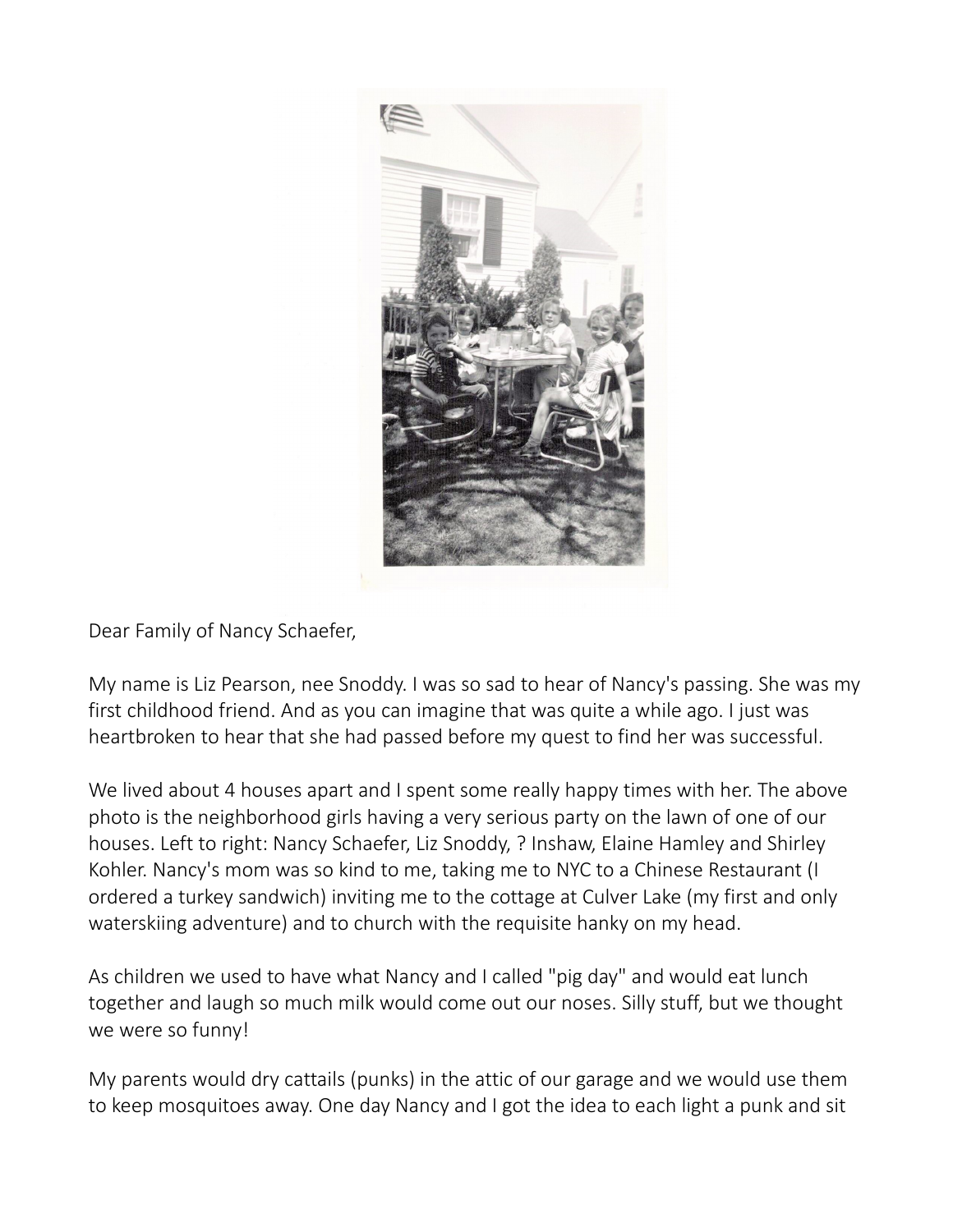Dear Family of Nancy Schaefer,

My name is Liz Pearson, nee Snoddy. I was so sad to hear of Nancy's passing. She was my first childhood friend. And as you can imagine that was quite a while ago. I just was heartbroken to hear that she had passed before my quest to find her was successful.

We lived about 4 houses apart and I spent some really happy times with her. The above photo is the neighborhood girls having a very serious party on the lawn of one of our houses. Left to right: Nancy Schaefer, Liz Snoddy, ? Inshaw, Elaine Hamley and Shirley Kohler. Nancy's mom was so kind to me, taking me to NYC to a Chinese Restaurant (I ordered a turkey sandwich) inviting me to the cottage at Culver Lake (my first and only waterskiing adventure) and to church with the requisite hanky on my head.

As children we used to have what Nancy and I called "pig day" and would eat lunch together and laugh so much milk would come out our noses. Silly stuff, but we thought we were so funny!

My parents would dry cattails (punks) in the attic of our garage and we would use them to keep mosquitoes away. One day Nancy and I got the idea to each light a punk and sit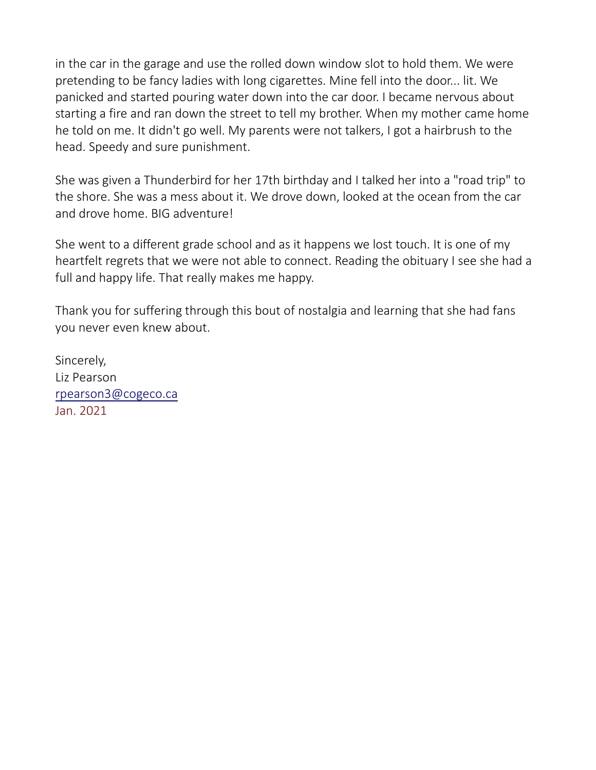in the car in the garage and use the rolled down window slot to hold them. We were pretending to be fancy ladies with long cigarettes. Mine fell into the door... lit. We panicked and started pouring water down into the car door. I became nervous about starting a fire and ran down the street to tell my brother. When my mother came home he told on me. It didn't go well. My parents were not talkers, I got a hairbrush to the head. Speedy and sure punishment.

She was given a Thunderbird for her 17th birthday and I talked her into a "road trip" to the shore. She was a mess about it. We drove down, looked at the ocean from the car and drove home. BIG adventure!

She went to a different grade school and as it happens we lost touch. It is one of my heartfelt regrets that we were not able to connect. Reading the obituary I see she had a full and happy life. That really makes me happy.

Thank you for suffering through this bout of nostalgia and learning that she had fans you never even knew about.

Sincerely,
Liz Pearson
rpearson3@cogeco.ca
Jan. 2021